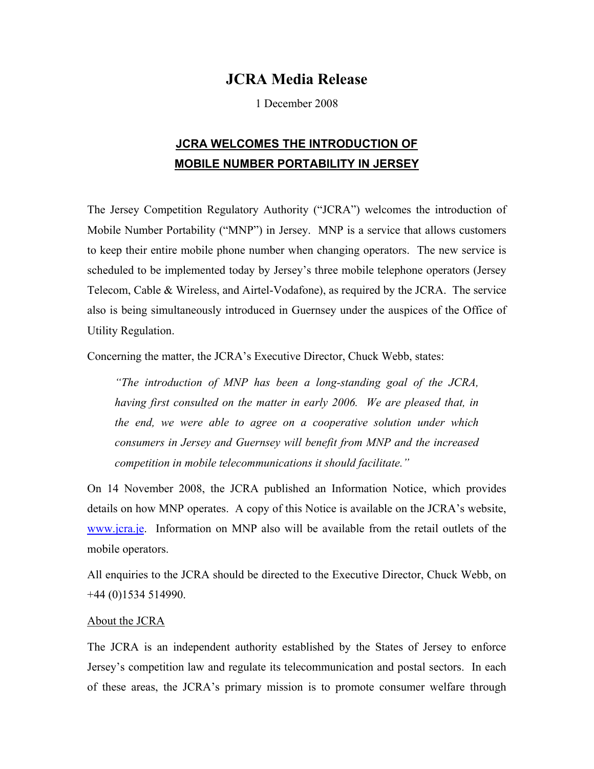# JCRA Media Release

1 December 2008

## JCRA WELCOMES THE INTRODUCTION OF MOBILE NUMBER PORTABILITY IN JERSEY

The Jersey Competition Regulatory Authority ("JCRA") welcomes the introduction of Mobile Number Portability ("MNP") in Jersey. MNP is a service that allows customers to keep their entire mobile phone number when changing operators. The new service is scheduled to be implemented today by Jersey's three mobile telephone operators (Jersey Telecom, Cable & Wireless, and Airtel-Vodafone), as required by the JCRA. The service also is being simultaneously introduced in Guernsey under the auspices of the Office of Utility Regulation.

Concerning the matter, the JCRA's Executive Director, Chuck Webb, states:

> *"The introduction of MNP has been a long-standing goal of the JCRA, having first consulted on the matter in early 2006. We are pleased that, in the end, we were able to agree on a cooperative solution under which consumers in Jersey and Guernsey will benefit from MNP and the increased competition in mobile telecommunications it should facilitate."*

On 14 November 2008, the JCRA published an Information Notice, which provides details on how MNP operates. A copy of this Notice is available on the JCRA's website, www.jcra.je. Information on MNP also will be available from the retail outlets of the mobile operators.

All enquiries to the JCRA should be directed to the Executive Director, Chuck Webb, on +44 (0)1534 514990.

About the JCRA

The JCRA is an independent authority established by the States of Jersey to enforce Jersey's competition law and regulate its telecommunication and postal sectors. In each of these areas, the JCRA's primary mission is to promote consumer welfare through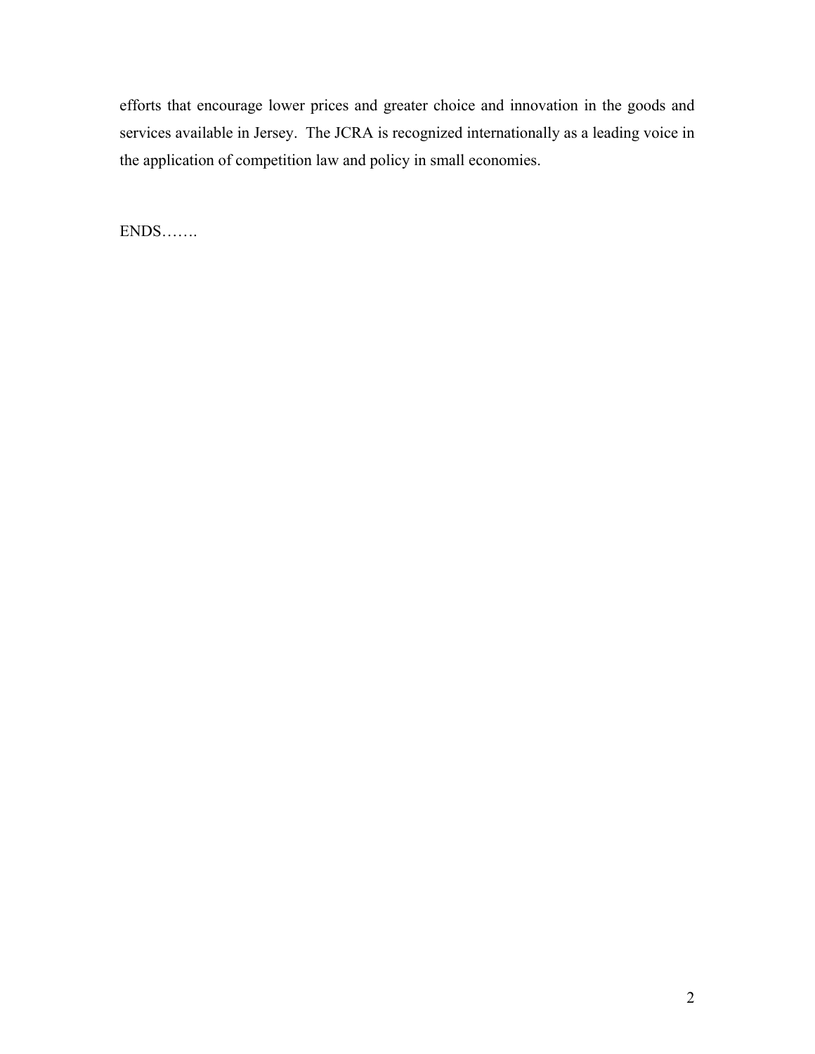efforts that encourage lower prices and greater choice and innovation in the goods and services available in Jersey. The JCRA is recognized internationally as a leading voice in the application of competition law and policy in small economies.

ENDS…….